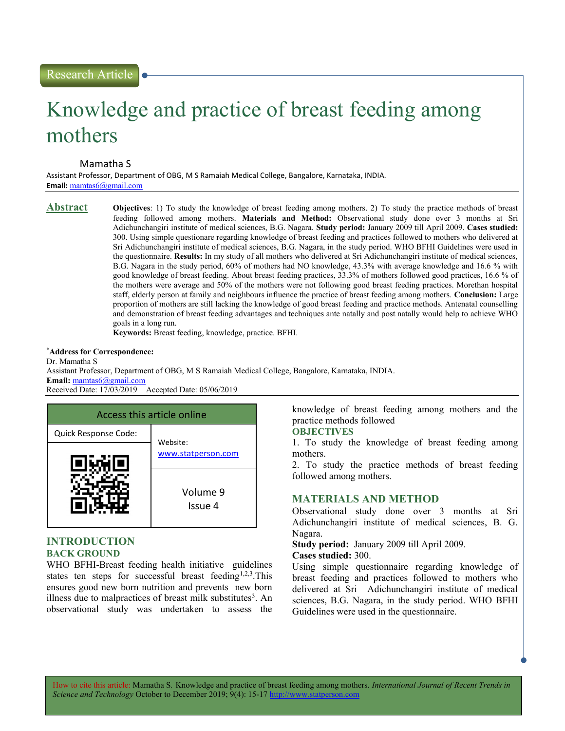Research Article

# Knowledge and practice of breast feeding among mothers

Mamatha S

Assistant Professor, Department of OBG, M S Ramaiah Medical College, Bangalore, Karnataka, INDIA.

**Email:** mamtas6@gmail.com

## Abstract

**Objectives**: 1) To study the knowledge of breast feeding among mothers. 2) To study the practice methods of breast feeding followed among mothers. **Materials and Method:** Observational study done over 3 months at Sri Adichunchangiri institute of medical sciences, B.G. Nagara. **Study period:** January 2009 till April 2009. **Cases studied:** 300. Using simple questionare regarding knowledge of breast feeding and practices followed to mothers who delivered at Sri Adichunchangiri institute of medical sciences, B.G. Nagara, in the study period. WHO BFHI Guidelines were used in the questionnaire. **Results:** In my study of all mothers who delivered at Sri Adichunchangiri institute of medical sciences, B.G. Nagara in the study period, 60% of mothers had NO knowledge, 43.3% with average knowledge and 16.6 % with good knowledge of breast feeding. About breast feeding practices, 33.3% of mothers followed good practices, 16.6 % of the mothers were average and 50% of the mothers were not following good breast feeding practices. Morethan hospital staff, elderly person at family and neighbours influence the practice of breast feeding among mothers. **Conclusion:** Large proportion of mothers are still lacking the knowledge of good breast feeding and practice methods. Antenatal counselling and demonstration of breast feeding advantages and techniques ante natally and post natally would help to achieve WHO goals in a long run.

**Keywords:** Breast feeding, knowledge, practice. BFHI.

[*]**Address for Correspondence:**

Dr. Mamatha S

Assistant Professor, Department of OBG, M S Ramaiah Medical College, Bangalore, Karnataka, INDIA.

**Email:** mamtas6@gmail.com

Received Date: 17/03/2019 Accepted Date: 05/06/2019

| Access this article online | |
|---|---|
| Quick Response Code: | Website: www.statperson.com |
| | Volume 9 Issue 4 |

## INTRODUCTION

### BACK GROUND

WHO BFHI-Breast feeding health initiative guidelines states ten steps for successful breast feeding[1,2,3].This ensures good new born nutrition and prevents new born illness due to malpractices of breast milk substitutes[3]. An observational study was undertaken to assess the knowledge of breast feeding among mothers and the practice methods followed

### OBJECTIVES

1. To study the knowledge of breast feeding among mothers.
2. To study the practice methods of breast feeding followed among mothers.

## MATERIALS AND METHOD

Observational study done over 3 months at Sri Adichunchangiri institute of medical sciences, B. G. Nagara.

**Study period:** January 2009 till April 2009.

**Cases studied:** 300.

Using simple questionnaire regarding knowledge of breast feeding and practices followed to mothers who delivered at Sri Adichunchangiri institute of medical sciences, B.G. Nagara, in the study period. WHO BFHI Guidelines were used in the questionnaire.

How to cite this article: Mamatha S. Knowledge and practice of breast feeding among mothers. *International Journal of Recent Trends in Science and Technology* October to December 2019; 9(4): 15-17 http://www.statperson.com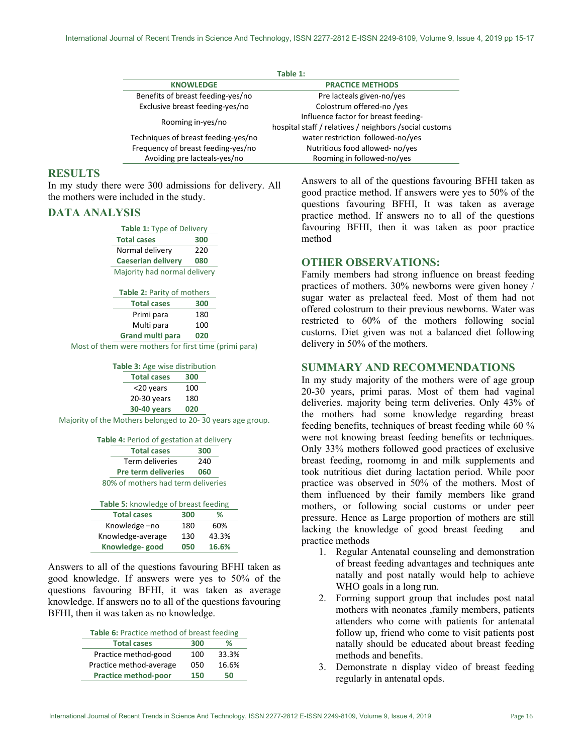**Table 1:**

| KNOWLEDGE | PRACTICE METHODS |
|---|---|
| Benefits of breast feeding-yes/no | Pre lacteals given-no/yes |
| Exclusive breast feeding-yes/no | Colostrum offered-no /yes |
| Rooming in-yes/no | Influence factor for breast feeding- hospital staff / relatives / neighbors /social customs |
| Techniques of breast feeding-yes/no | water restriction followed-no/yes |
| Frequency of breast feeding-yes/no | Nutritious food allowed- no/yes |
| Avoiding pre lacteals-yes/no | Rooming in followed-no/yes |

## RESULTS

In my study there were 300 admissions for delivery. All the mothers were included in the study.

## DATA ANALYSIS

**Table 1:** Type of Delivery

| Total cases | 300 |
|---|---|
| Normal delivery | 220 |
| Caeserian delivery | 080 |

Majority had normal delivery

**Table 2:** Parity of mothers

| Total cases | 300 |
|---|---|
| Primi para | 180 |
| Multi para | 100 |
| Grand multi para | 020 |

Most of them were mothers for first time (primi para)

**Table 3:** Age wise distribution

| Total cases | 300 |
|---|---|
| <20 years | 100 |
| 20-30 years | 180 |
| 30-40 years | 020 |

Majority of the Mothers belonged to 20- 30 years age group.

**Table 4:** Period of gestation at delivery

| Total cases | 300 |
|---|---|
| Term deliveries | 240 |
| Pre term deliveries | 060 |

80% of mothers had term deliveries

**Table 5:** knowledge of breast feeding

| Total cases | 300 | % |
|---|---|---|
| Knowledge –no | 180 | 60% |
| Knowledge-average | 130 | 43.3% |
| Knowledge- good | 050 | 16.6% |

Answers to all of the questions favouring BFHI taken as good knowledge. If answers were yes to 50% of the questions favouring BFHI, it was taken as average knowledge. If answers no to all of the questions favouring BFHI, then it was taken as no knowledge.

**Table 6:** Practice method of breast feeding

| Total cases | 300 | % |
|---|---|---|
| Practice method-good | 100 | 33.3% |
| Practice method-average | 050 | 16.6% |
| Practice method-poor | 150 | 50 |

Answers to all of the questions favouring BFHI taken as good practice method. If answers were yes to 50% of the questions favouring BFHI, It was taken as average practice method. If answers no to all of the questions favouring BFHI, then it was taken as poor practice method

## OTHER OBSERVATIONS:

Family members had strong influence on breast feeding practices of mothers. 30% newborns were given honey / sugar water as prelacteal feed. Most of them had not offered colostrum to their previous newborns. Water was restricted to 60% of the mothers following social customs. Diet given was not a balanced diet following delivery in 50% of the mothers.

## SUMMARY AND RECOMMENDATIONS

In my study majority of the mothers were of age group 20-30 years, primi paras. Most of them had vaginal deliveries. majority being term deliveries. Only 43% of the mothers had some knowledge regarding breast feeding benefits, techniques of breast feeding while 60 % were not knowing breast feeding benefits or techniques. Only 33% mothers followed good practices of exclusive breast feeding, roomomg in and milk supplements and took nutritious diet during lactation period. While poor practice was observed in 50% of the mothers. Most of them influenced by their family members like grand mothers, or following social customs or under peer pressure. Hence as Large proportion of mothers are still lacking the knowledge of good breast feeding and practice methods

1. Regular Antenatal counseling and demonstration of breast feeding advantages and techniques ante natally and post natally would help to achieve WHO goals in a long run.
2. Forming support group that includes post natal mothers with neonates ,family members, patients attenders who come with patients for antenatal follow up, friend who come to visit patients post natally should be educated about breast feeding methods and benefits.
3. Demonstrate n display video of breast feeding regularly in antenatal opds.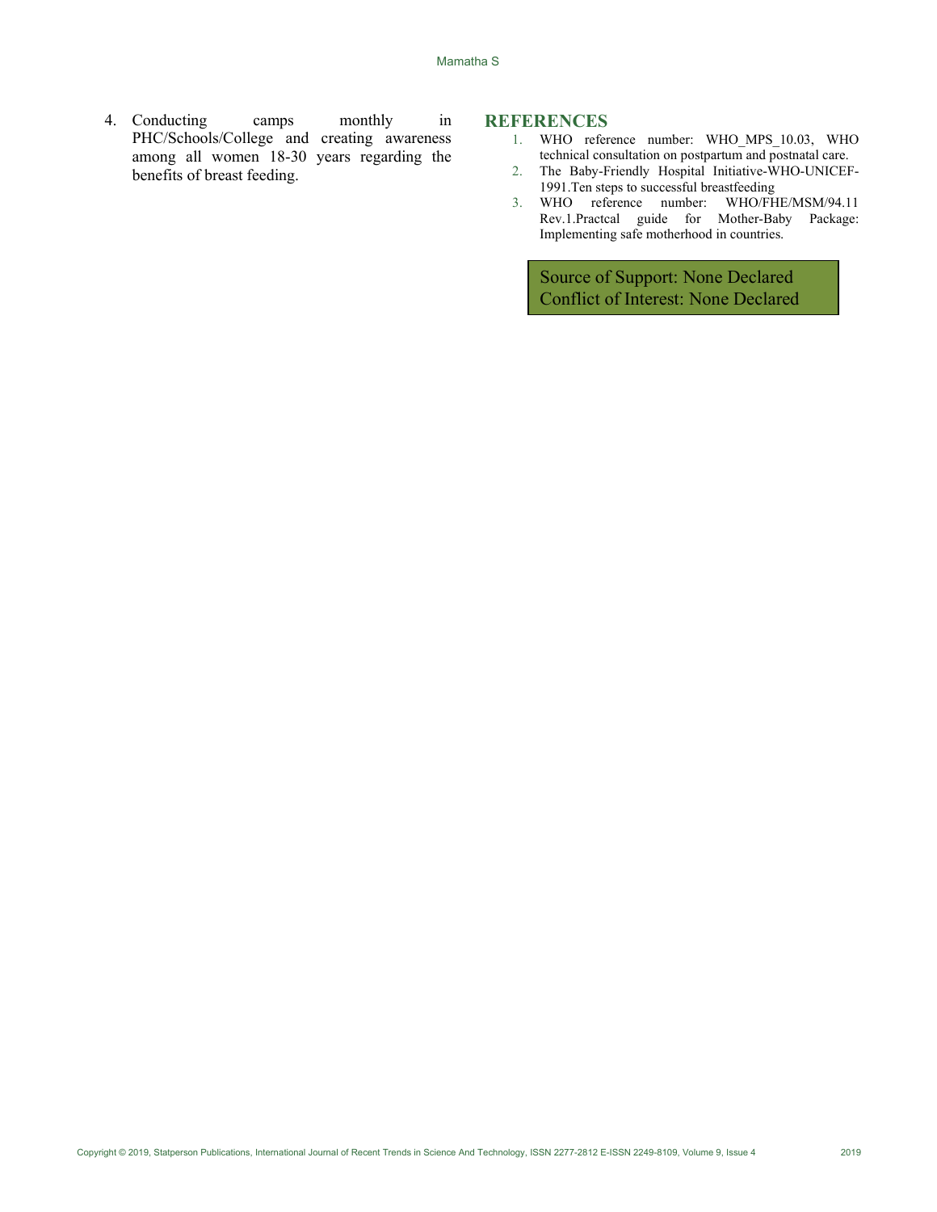4. Conducting camps monthly in PHC/Schools/College and creating awareness among all women 18-30 years regarding the benefits of breast feeding.

## REFERENCES

1. WHO reference number: WHO_MPS_10.03, WHO technical consultation on postpartum and postnatal care.
2. The Baby-Friendly Hospital Initiative-WHO-UNICEF-1991.Ten steps to successful breastfeeding
3. WHO reference number: WHO/FHE/MSM/94.11 Rev.1.Practcal guide for Mother-Baby Package: Implementing safe motherhood in countries.

Source of Support: None Declared
Conflict of Interest: None Declared